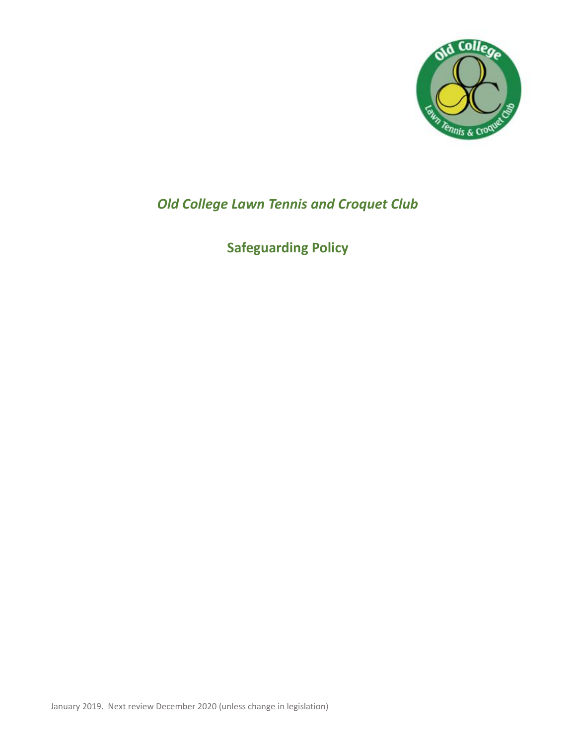*Old College Lawn Tennis and Croquet Club*

# Safeguarding Policy

January 2019. Next review December 2020 (unless change in legislation)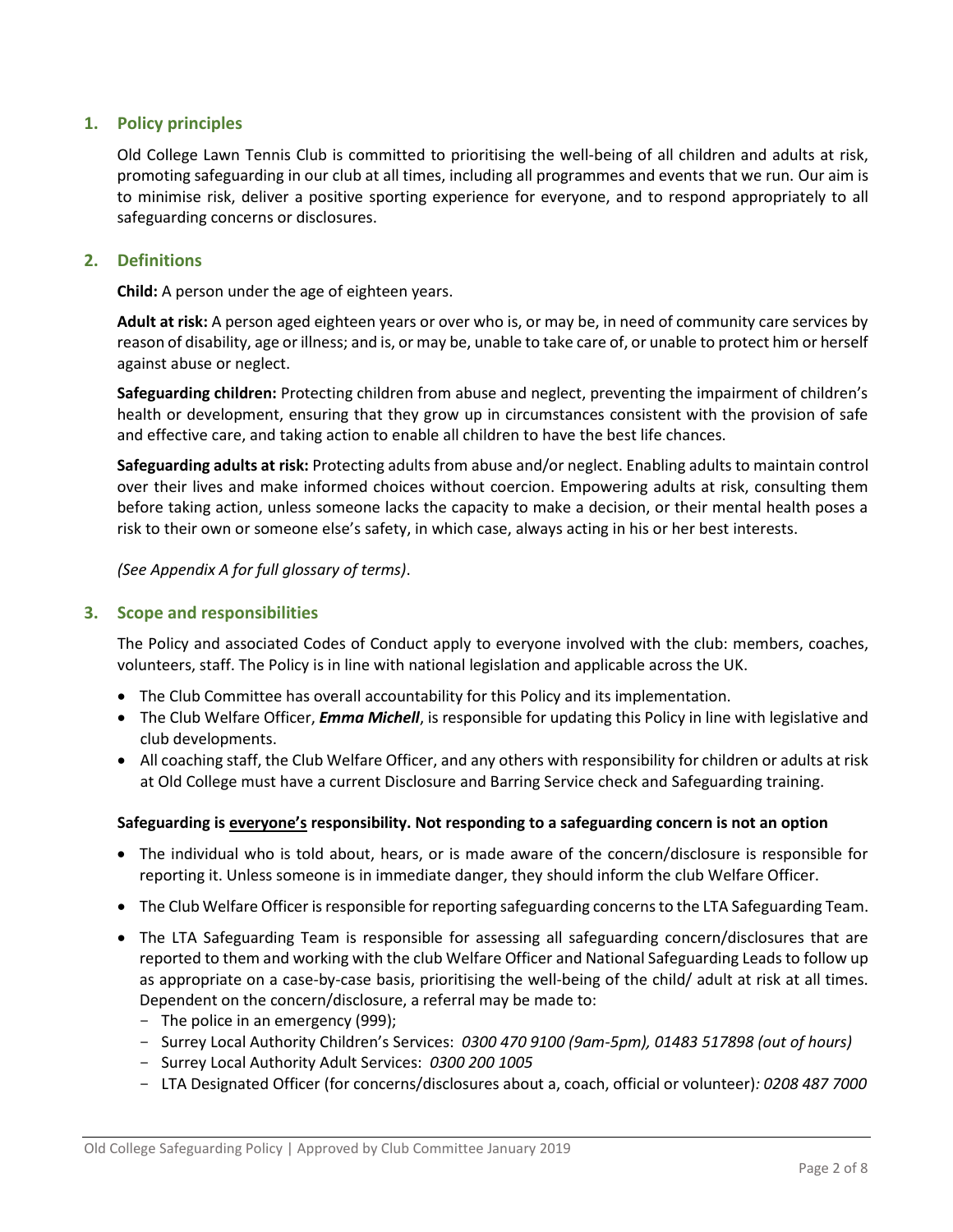## 1. Policy principles

Old College Lawn Tennis Club is committed to prioritising the well-being of all children and adults at risk, promoting safeguarding in our club at all times, including all programmes and events that we run. Our aim is to minimise risk, deliver a positive sporting experience for everyone, and to respond appropriately to all safeguarding concerns or disclosures.

## 2. Definitions

**Child:** A person under the age of eighteen years.

**Adult at risk:** A person aged eighteen years or over who is, or may be, in need of community care services by reason of disability, age or illness; and is, or may be, unable to take care of, or unable to protect him or herself against abuse or neglect.

**Safeguarding children:** Protecting children from abuse and neglect, preventing the impairment of children's health or development, ensuring that they grow up in circumstances consistent with the provision of safe and effective care, and taking action to enable all children to have the best life chances.

**Safeguarding adults at risk:** Protecting adults from abuse and/or neglect. Enabling adults to maintain control over their lives and make informed choices without coercion. Empowering adults at risk, consulting them before taking action, unless someone lacks the capacity to make a decision, or their mental health poses a risk to their own or someone else's safety, in which case, always acting in his or her best interests.

*(See Appendix A for full glossary of terms)*.

## 3. Scope and responsibilities

The Policy and associated Codes of Conduct apply to everyone involved with the club: members, coaches, volunteers, staff. The Policy is in line with national legislation and applicable across the UK.

- The Club Committee has overall accountability for this Policy and its implementation.
- The Club Welfare Officer, ***Emma Michell***, is responsible for updating this Policy in line with legislative and club developments.
- All coaching staff, the Club Welfare Officer, and any others with responsibility for children or adults at risk at Old College must have a current Disclosure and Barring Service check and Safeguarding training.

**Safeguarding is <u>everyone's</u> responsibility. Not responding to a safeguarding concern is not an option**

- The individual who is told about, hears, or is made aware of the concern/disclosure is responsible for reporting it. Unless someone is in immediate danger, they should inform the club Welfare Officer.
- The Club Welfare Officer is responsible for reporting safeguarding concerns to the LTA Safeguarding Team.
- The LTA Safeguarding Team is responsible for assessing all safeguarding concern/disclosures that are reported to them and working with the club Welfare Officer and National Safeguarding Leads to follow up as appropriate on a case-by-case basis, prioritising the well-being of the child/ adult at risk at all times. Dependent on the concern/disclosure, a referral may be made to:
  - The police in an emergency (999);
  - Surrey Local Authority Children's Services: *0300 470 9100 (9am-5pm), 01483 517898 (out of hours)*
  - Surrey Local Authority Adult Services: *0300 200 1005*
  - LTA Designated Officer (for concerns/disclosures about a, coach, official or volunteer)*: 0208 487 7000*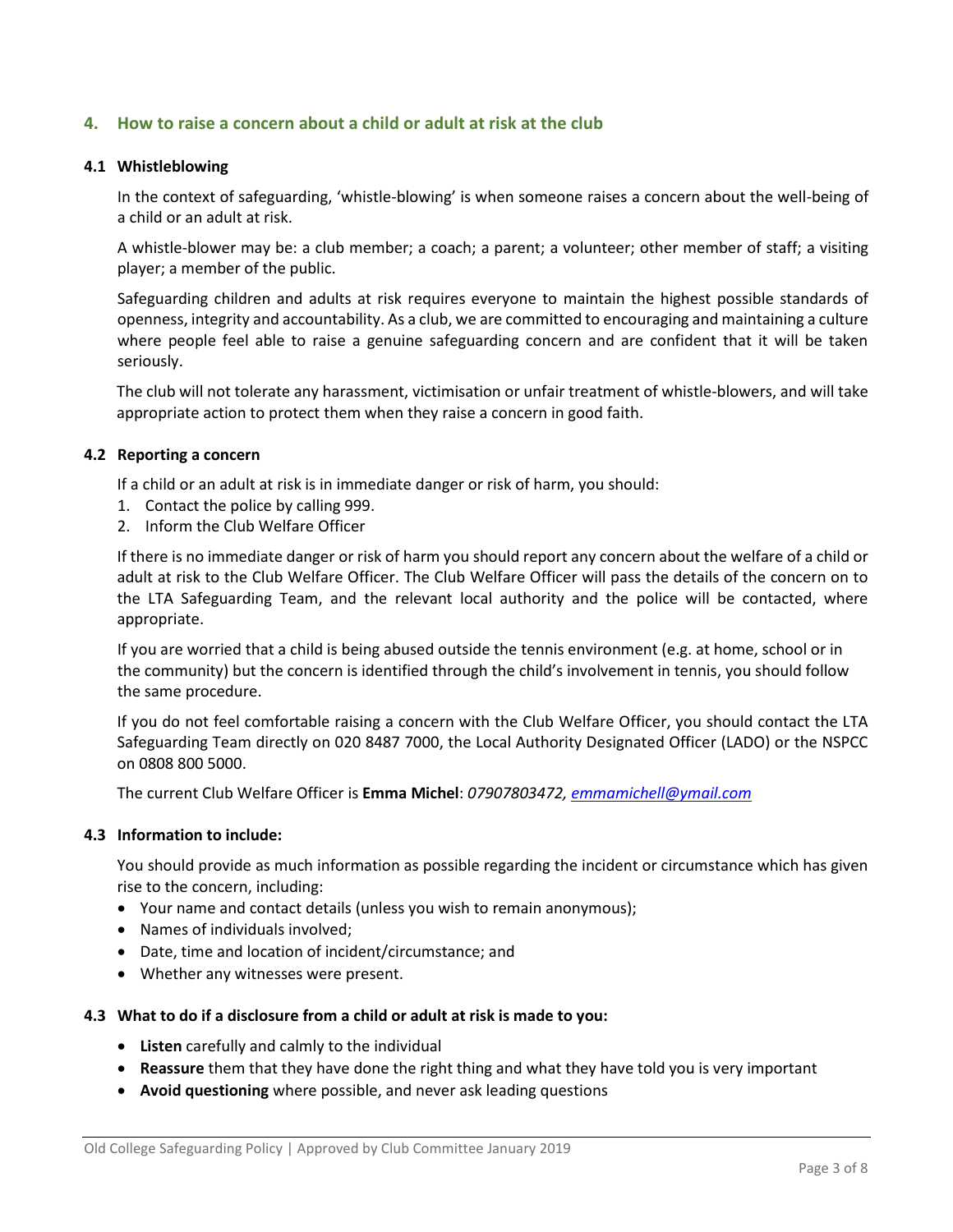## 4. How to raise a concern about a child or adult at risk at the club

### 4.1 Whistleblowing

In the context of safeguarding, 'whistle-blowing' is when someone raises a concern about the well-being of a child or an adult at risk.

A whistle-blower may be: a club member; a coach; a parent; a volunteer; other member of staff; a visiting player; a member of the public.

Safeguarding children and adults at risk requires everyone to maintain the highest possible standards of openness, integrity and accountability. As a club, we are committed to encouraging and maintaining a culture where people feel able to raise a genuine safeguarding concern and are confident that it will be taken seriously.

The club will not tolerate any harassment, victimisation or unfair treatment of whistle-blowers, and will take appropriate action to protect them when they raise a concern in good faith.

### 4.2 Reporting a concern

If a child or an adult at risk is in immediate danger or risk of harm, you should:

1. Contact the police by calling 999.
2. Inform the Club Welfare Officer

If there is no immediate danger or risk of harm you should report any concern about the welfare of a child or adult at risk to the Club Welfare Officer. The Club Welfare Officer will pass the details of the concern on to the LTA Safeguarding Team, and the relevant local authority and the police will be contacted, where appropriate.

If you are worried that a child is being abused outside the tennis environment (e.g. at home, school or in the community) but the concern is identified through the child's involvement in tennis, you should follow the same procedure.

If you do not feel comfortable raising a concern with the Club Welfare Officer, you should contact the LTA Safeguarding Team directly on 020 8487 7000, the Local Authority Designated Officer (LADO) or the NSPCC on 0808 800 5000.

The current Club Welfare Officer is **Emma Michel**: *07907803472, emmamichell@ymail.com*

### 4.3 Information to include:

You should provide as much information as possible regarding the incident or circumstance which has given rise to the concern, including:

- Your name and contact details (unless you wish to remain anonymous);
- Names of individuals involved;
- Date, time and location of incident/circumstance; and
- Whether any witnesses were present.

### 4.3 What to do if a disclosure from a child or adult at risk is made to you:

- **Listen** carefully and calmly to the individual
- **Reassure** them that they have done the right thing and what they have told you is very important
- **Avoid questioning** where possible, and never ask leading questions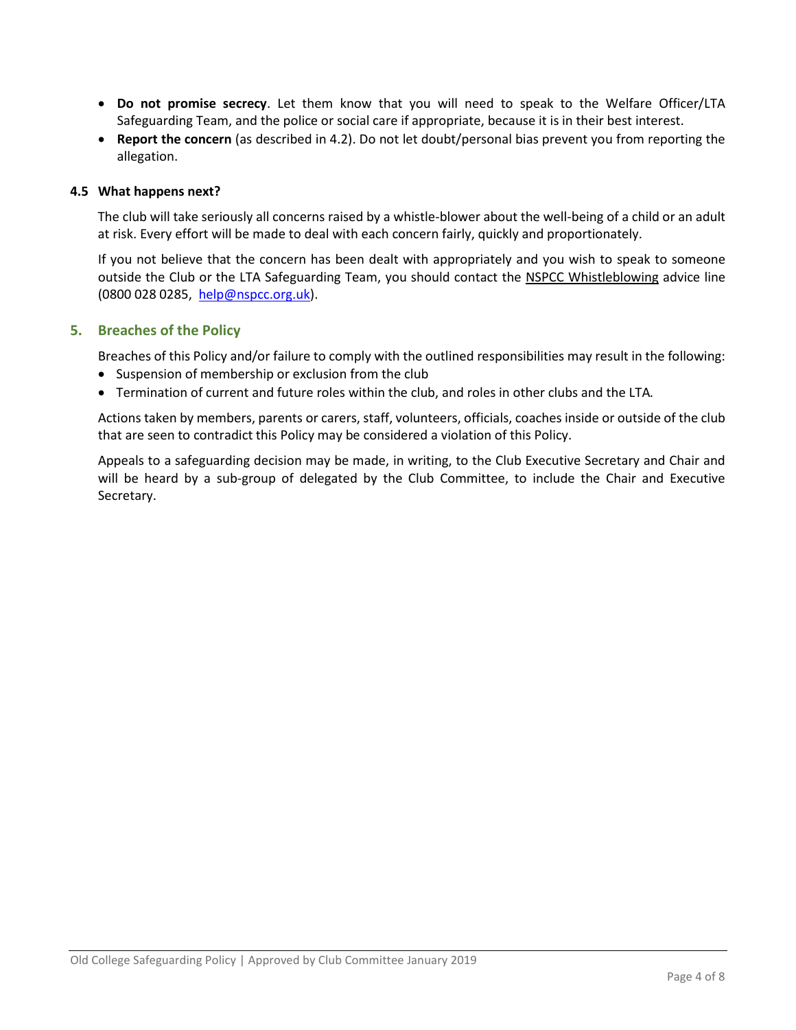- **Do not promise secrecy**. Let them know that you will need to speak to the Welfare Officer/LTA Safeguarding Team, and the police or social care if appropriate, because it is in their best interest.
- **Report the concern** (as described in 4.2). Do not let doubt/personal bias prevent you from reporting the allegation.

### 4.5 What happens next?

The club will take seriously all concerns raised by a whistle-blower about the well-being of a child or an adult at risk. Every effort will be made to deal with each concern fairly, quickly and proportionately.

If you not believe that the concern has been dealt with appropriately and you wish to speak to someone outside the Club or the LTA Safeguarding Team, you should contact the NSPCC Whistleblowing advice line (0800 028 0285, help@nspcc.org.uk).

## 5. Breaches of the Policy

Breaches of this Policy and/or failure to comply with the outlined responsibilities may result in the following:

- Suspension of membership or exclusion from the club
- Termination of current and future roles within the club, and roles in other clubs and the LTA.

Actions taken by members, parents or carers, staff, volunteers, officials, coaches inside or outside of the club that are seen to contradict this Policy may be considered a violation of this Policy.

Appeals to a safeguarding decision may be made, in writing, to the Club Executive Secretary and Chair and will be heard by a sub-group of delegated by the Club Committee, to include the Chair and Executive Secretary.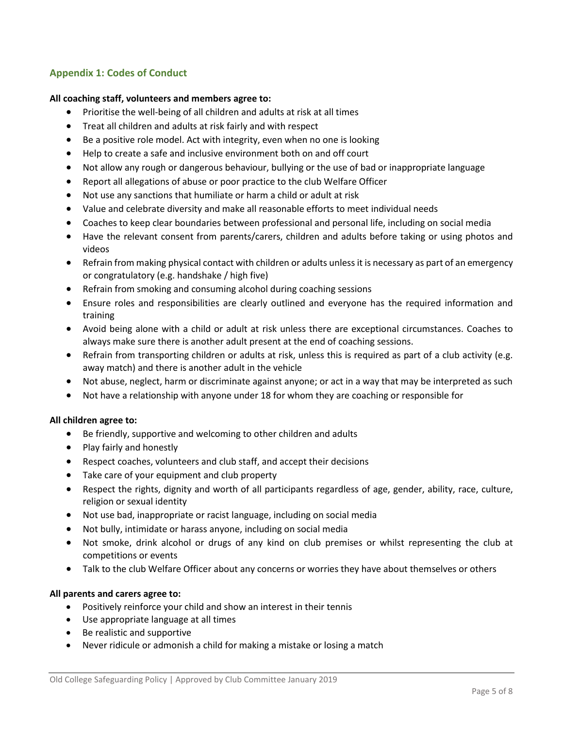## Appendix 1: Codes of Conduct

**All coaching staff, volunteers and members agree to:**

- Prioritise the well-being of all children and adults at risk at all times
- Treat all children and adults at risk fairly and with respect
- Be a positive role model. Act with integrity, even when no one is looking
- Help to create a safe and inclusive environment both on and off court
- Not allow any rough or dangerous behaviour, bullying or the use of bad or inappropriate language
- Report all allegations of abuse or poor practice to the club Welfare Officer
- Not use any sanctions that humiliate or harm a child or adult at risk
- Value and celebrate diversity and make all reasonable efforts to meet individual needs
- Coaches to keep clear boundaries between professional and personal life, including on social media
- Have the relevant consent from parents/carers, children and adults before taking or using photos and videos
- Refrain from making physical contact with children or adults unless it is necessary as part of an emergency or congratulatory (e.g. handshake / high five)
- Refrain from smoking and consuming alcohol during coaching sessions
- Ensure roles and responsibilities are clearly outlined and everyone has the required information and training
- Avoid being alone with a child or adult at risk unless there are exceptional circumstances. Coaches to always make sure there is another adult present at the end of coaching sessions.
- Refrain from transporting children or adults at risk, unless this is required as part of a club activity (e.g. away match) and there is another adult in the vehicle
- Not abuse, neglect, harm or discriminate against anyone; or act in a way that may be interpreted as such
- Not have a relationship with anyone under 18 for whom they are coaching or responsible for

**All children agree to:**

- Be friendly, supportive and welcoming to other children and adults
- Play fairly and honestly
- Respect coaches, volunteers and club staff, and accept their decisions
- Take care of your equipment and club property
- Respect the rights, dignity and worth of all participants regardless of age, gender, ability, race, culture, religion or sexual identity
- Not use bad, inappropriate or racist language, including on social media
- Not bully, intimidate or harass anyone, including on social media
- Not smoke, drink alcohol or drugs of any kind on club premises or whilst representing the club at competitions or events
- Talk to the club Welfare Officer about any concerns or worries they have about themselves or others

**All parents and carers agree to:**

- Positively reinforce your child and show an interest in their tennis
- Use appropriate language at all times
- Be realistic and supportive
- Never ridicule or admonish a child for making a mistake or losing a match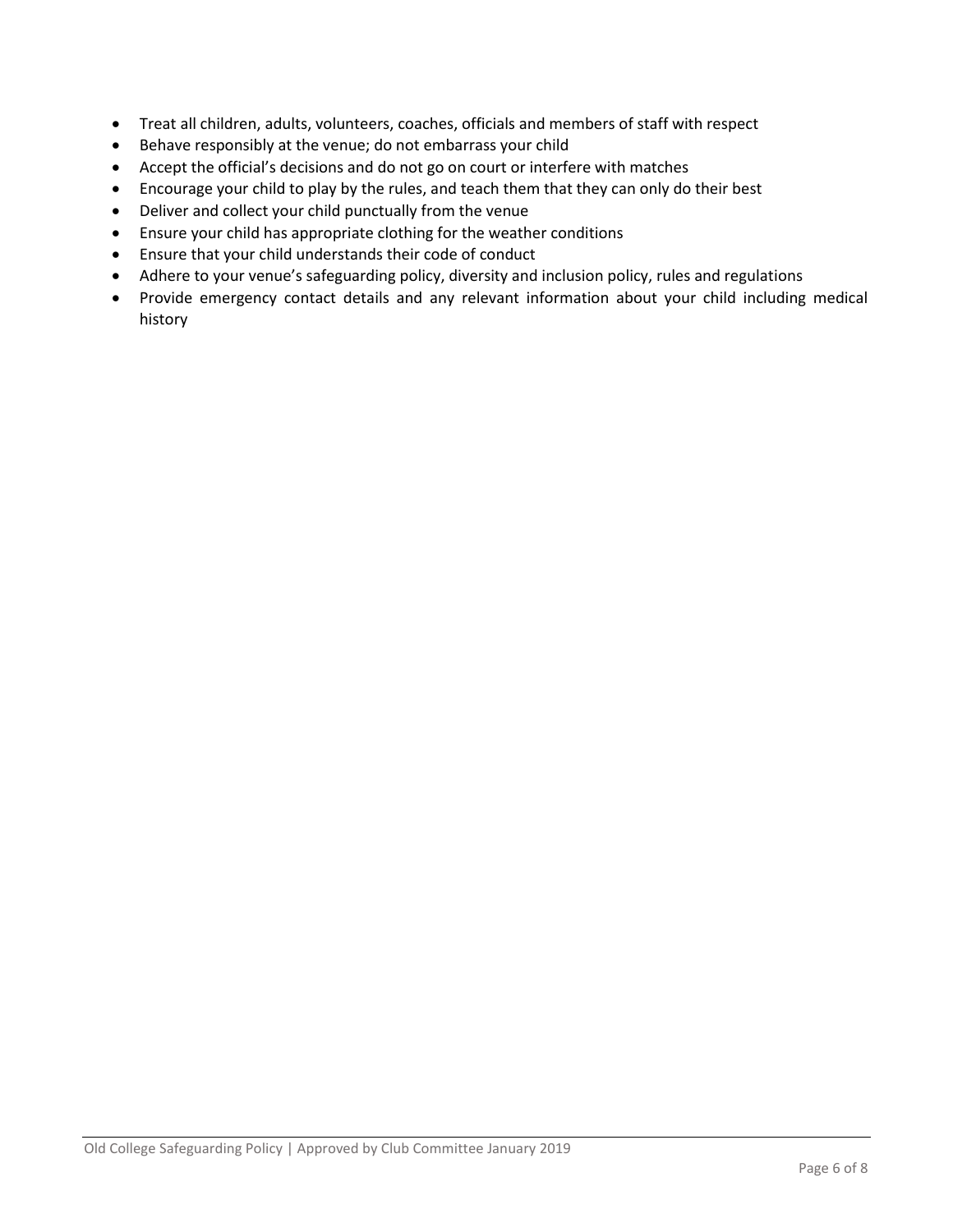- Treat all children, adults, volunteers, coaches, officials and members of staff with respect
- Behave responsibly at the venue; do not embarrass your child
- Accept the official's decisions and do not go on court or interfere with matches
- Encourage your child to play by the rules, and teach them that they can only do their best
- Deliver and collect your child punctually from the venue
- Ensure your child has appropriate clothing for the weather conditions
- Ensure that your child understands their code of conduct
- Adhere to your venue's safeguarding policy, diversity and inclusion policy, rules and regulations
- Provide emergency contact details and any relevant information about your child including medical history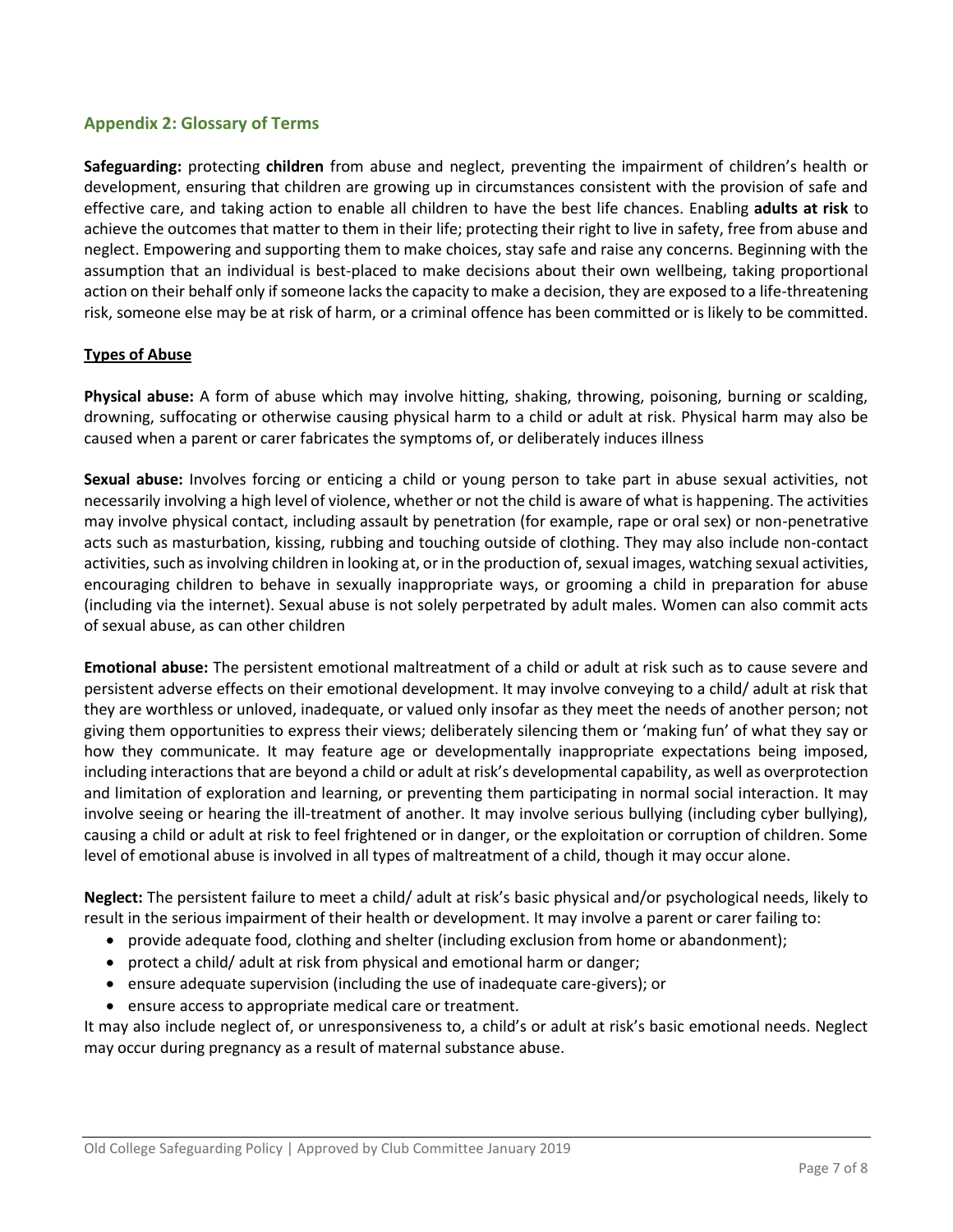## Appendix 2: Glossary of Terms

**Safeguarding:** protecting **children** from abuse and neglect, preventing the impairment of children's health or development, ensuring that children are growing up in circumstances consistent with the provision of safe and effective care, and taking action to enable all children to have the best life chances. Enabling **adults at risk** to achieve the outcomes that matter to them in their life; protecting their right to live in safety, free from abuse and neglect. Empowering and supporting them to make choices, stay safe and raise any concerns. Beginning with the assumption that an individual is best-placed to make decisions about their own wellbeing, taking proportional action on their behalf only if someone lacks the capacity to make a decision, they are exposed to a life-threatening risk, someone else may be at risk of harm, or a criminal offence has been committed or is likely to be committed.

**Types of Abuse**

**Physical abuse:** A form of abuse which may involve hitting, shaking, throwing, poisoning, burning or scalding, drowning, suffocating or otherwise causing physical harm to a child or adult at risk. Physical harm may also be caused when a parent or carer fabricates the symptoms of, or deliberately induces illness

**Sexual abuse:** Involves forcing or enticing a child or young person to take part in abuse sexual activities, not necessarily involving a high level of violence, whether or not the child is aware of what is happening. The activities may involve physical contact, including assault by penetration (for example, rape or oral sex) or non-penetrative acts such as masturbation, kissing, rubbing and touching outside of clothing. They may also include non-contact activities, such as involving children in looking at, or in the production of, sexual images, watching sexual activities, encouraging children to behave in sexually inappropriate ways, or grooming a child in preparation for abuse (including via the internet). Sexual abuse is not solely perpetrated by adult males. Women can also commit acts of sexual abuse, as can other children

**Emotional abuse:** The persistent emotional maltreatment of a child or adult at risk such as to cause severe and persistent adverse effects on their emotional development. It may involve conveying to a child/ adult at risk that they are worthless or unloved, inadequate, or valued only insofar as they meet the needs of another person; not giving them opportunities to express their views; deliberately silencing them or 'making fun' of what they say or how they communicate. It may feature age or developmentally inappropriate expectations being imposed, including interactions that are beyond a child or adult at risk's developmental capability, as well as overprotection and limitation of exploration and learning, or preventing them participating in normal social interaction. It may involve seeing or hearing the ill-treatment of another. It may involve serious bullying (including cyber bullying), causing a child or adult at risk to feel frightened or in danger, or the exploitation or corruption of children. Some level of emotional abuse is involved in all types of maltreatment of a child, though it may occur alone.

**Neglect:** The persistent failure to meet a child/ adult at risk's basic physical and/or psychological needs, likely to result in the serious impairment of their health or development. It may involve a parent or carer failing to:

- provide adequate food, clothing and shelter (including exclusion from home or abandonment);
- protect a child/ adult at risk from physical and emotional harm or danger;
- ensure adequate supervision (including the use of inadequate care-givers); or
- ensure access to appropriate medical care or treatment.

It may also include neglect of, or unresponsiveness to, a child's or adult at risk's basic emotional needs. Neglect may occur during pregnancy as a result of maternal substance abuse.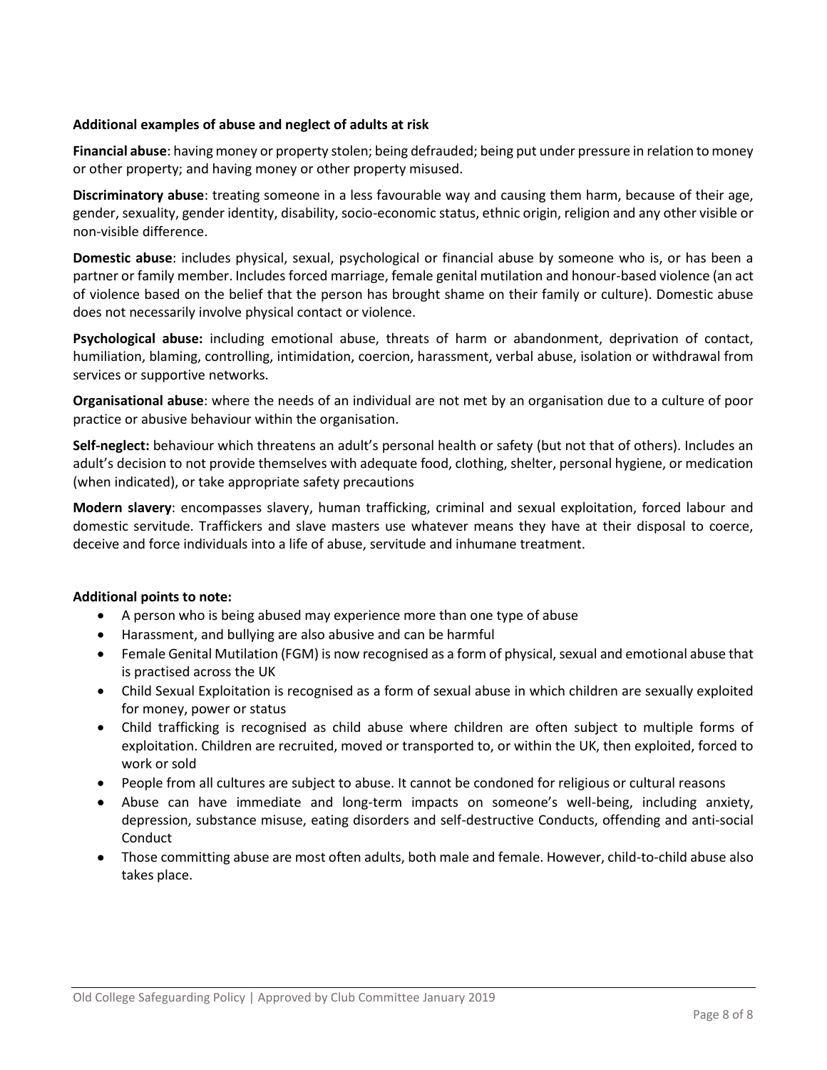**Additional examples of abuse and neglect of adults at risk**

**Financial abuse**: having money or property stolen; being defrauded; being put under pressure in relation to money or other property; and having money or other property misused.

**Discriminatory abuse**: treating someone in a less favourable way and causing them harm, because of their age, gender, sexuality, gender identity, disability, socio-economic status, ethnic origin, religion and any other visible or non-visible difference.

**Domestic abuse**: includes physical, sexual, psychological or financial abuse by someone who is, or has been a partner or family member. Includes forced marriage, female genital mutilation and honour-based violence (an act of violence based on the belief that the person has brought shame on their family or culture). Domestic abuse does not necessarily involve physical contact or violence.

**Psychological abuse:** including emotional abuse, threats of harm or abandonment, deprivation of contact, humiliation, blaming, controlling, intimidation, coercion, harassment, verbal abuse, isolation or withdrawal from services or supportive networks.

**Organisational abuse**: where the needs of an individual are not met by an organisation due to a culture of poor practice or abusive behaviour within the organisation.

**Self-neglect:** behaviour which threatens an adult's personal health or safety (but not that of others). Includes an adult's decision to not provide themselves with adequate food, clothing, shelter, personal hygiene, or medication (when indicated), or take appropriate safety precautions

**Modern slavery**: encompasses slavery, human trafficking, criminal and sexual exploitation, forced labour and domestic servitude. Traffickers and slave masters use whatever means they have at their disposal to coerce, deceive and force individuals into a life of abuse, servitude and inhumane treatment.

**Additional points to note:**

- A person who is being abused may experience more than one type of abuse
- Harassment, and bullying are also abusive and can be harmful
- Female Genital Mutilation (FGM) is now recognised as a form of physical, sexual and emotional abuse that is practised across the UK
- Child Sexual Exploitation is recognised as a form of sexual abuse in which children are sexually exploited for money, power or status
- Child trafficking is recognised as child abuse where children are often subject to multiple forms of exploitation. Children are recruited, moved or transported to, or within the UK, then exploited, forced to work or sold
- People from all cultures are subject to abuse. It cannot be condoned for religious or cultural reasons
- Abuse can have immediate and long-term impacts on someone's well-being, including anxiety, depression, substance misuse, eating disorders and self-destructive Conducts, offending and anti-social Conduct
- Those committing abuse are most often adults, both male and female. However, child-to-child abuse also takes place.